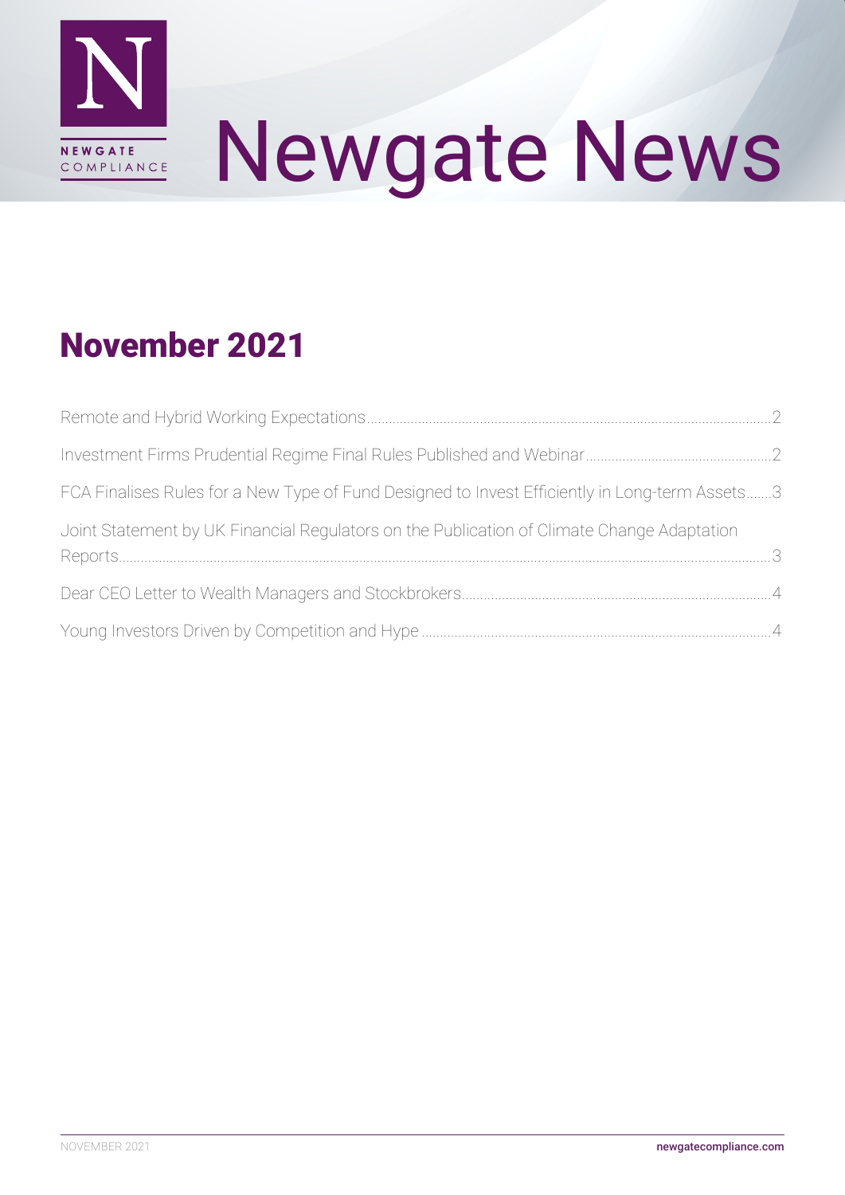NEWGATE COMPLIANCE

# Newgate News

## November 2021

| | |
|---|---|
| Remote and Hybrid Working Expectations | 2 |
| Investment Firms Prudential Regime Final Rules Published and Webinar | 2 |
| FCA Finalises Rules for a New Type of Fund Designed to Invest Efficiently in Long-term Assets | 3 |
| Joint Statement by UK Financial Regulators on the Publication of Climate Change Adaptation Reports | 3 |
| Dear CEO Letter to Wealth Managers and Stockbrokers | 4 |
| Young Investors Driven by Competition and Hype | 4 |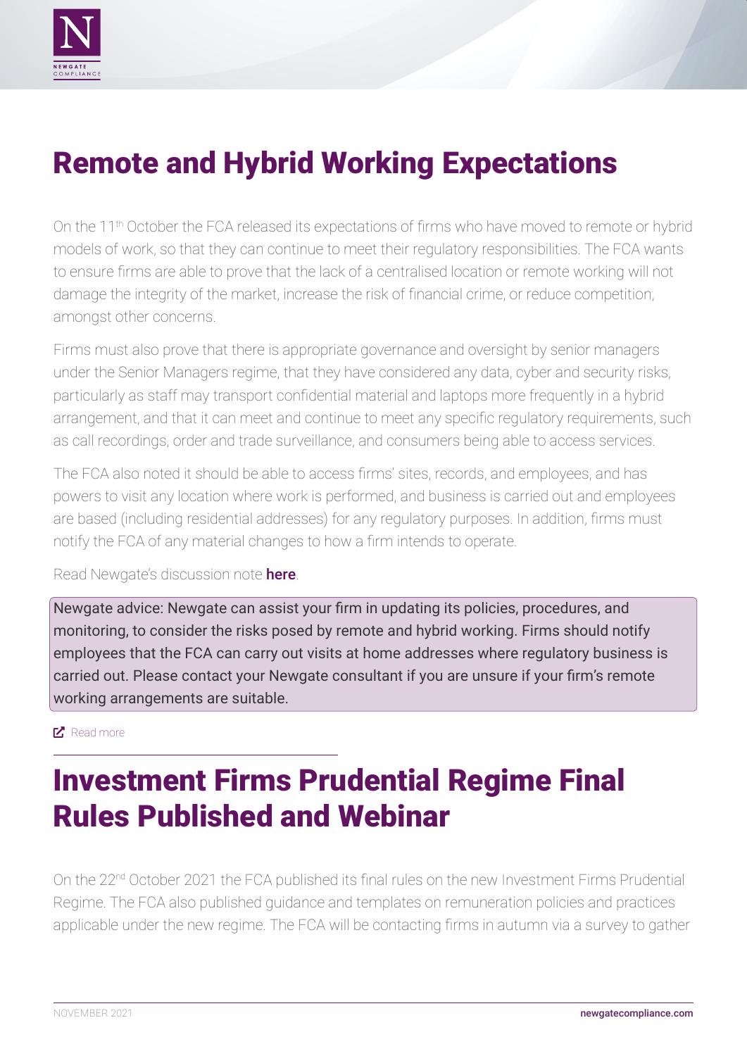# Remote and Hybrid Working Expectations

On the 11th October the FCA released its expectations of firms who have moved to remote or hybrid models of work, so that they can continue to meet their regulatory responsibilities. The FCA wants to ensure firms are able to prove that the lack of a centralised location or remote working will not damage the integrity of the market, increase the risk of financial crime, or reduce competition, amongst other concerns.

Firms must also prove that there is appropriate governance and oversight by senior managers under the Senior Managers regime, that they have considered any data, cyber and security risks, particularly as staff may transport confidential material and laptops more frequently in a hybrid arrangement, and that it can meet and continue to meet any specific regulatory requirements, such as call recordings, order and trade surveillance, and consumers being able to access services.

The FCA also noted it should be able to access firms' sites, records, and employees, and has powers to visit any location where work is performed, and business is carried out and employees are based (including residential addresses) for any regulatory purposes. In addition, firms must notify the FCA of any material changes to how a firm intends to operate.

Read Newgate's discussion note **here**.

> Newgate advice: Newgate can assist your firm in updating its policies, procedures, and monitoring, to consider the risks posed by remote and hybrid working. Firms should notify employees that the FCA can carry out visits at home addresses where regulatory business is carried out. Please contact your Newgate consultant if you are unsure if your firm's remote working arrangements are suitable.

Read more

# Investment Firms Prudential Regime Final Rules Published and Webinar

On the 22nd October 2021 the FCA published its final rules on the new Investment Firms Prudential Regime. The FCA also published guidance and templates on remuneration policies and practices applicable under the new regime. The FCA will be contacting firms in autumn via a survey to gather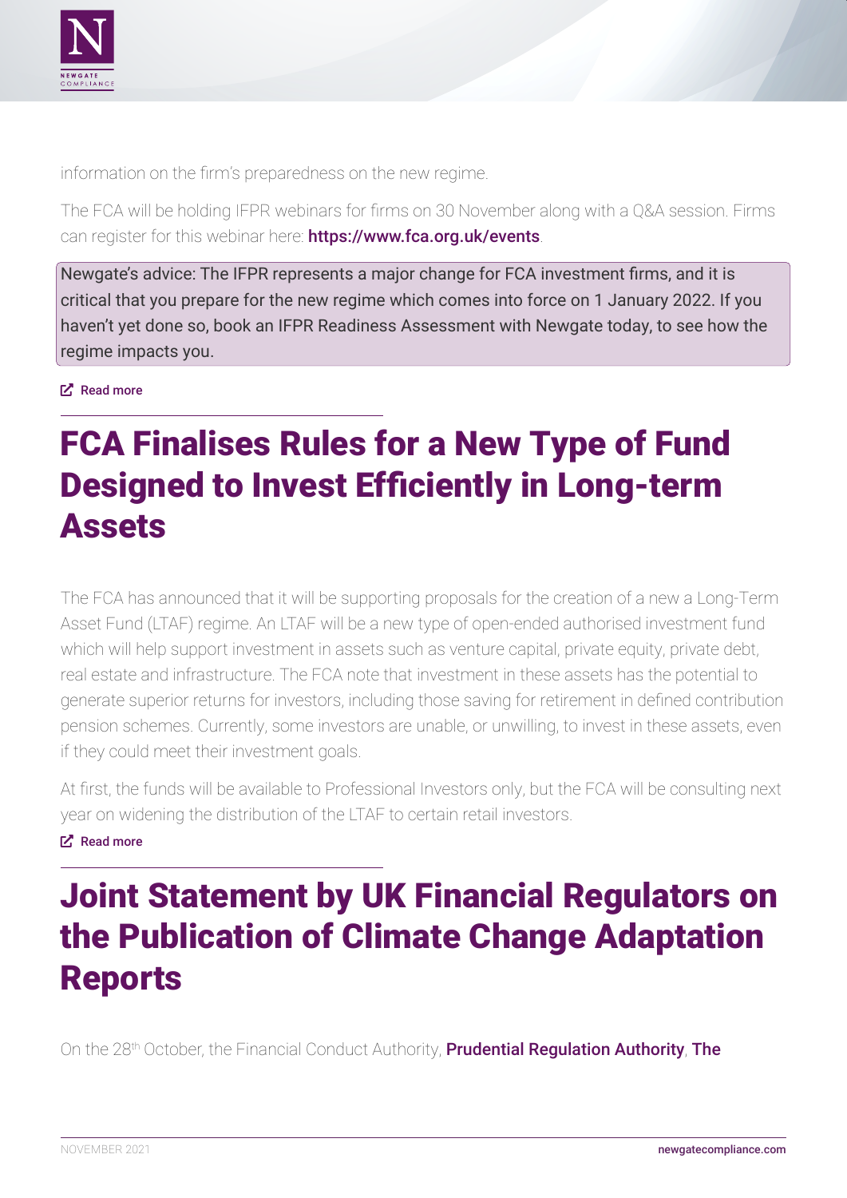information on the firm's preparedness on the new regime.

The FCA will be holding IFPR webinars for firms on 30 November along with a Q&A session. Firms can register for this webinar here: **https://www.fca.org.uk/events**.

Newgate's advice: The IFPR represents a major change for FCA investment firms, and it is critical that you prepare for the new regime which comes into force on 1 January 2022. If you haven't yet done so, book an IFPR Readiness Assessment with Newgate today, to see how the regime impacts you.

Read more

# FCA Finalises Rules for a New Type of Fund Designed to Invest Efficiently in Long-term Assets

The FCA has announced that it will be supporting proposals for the creation of a new a Long-Term Asset Fund (LTAF) regime. An LTAF will be a new type of open-ended authorised investment fund which will help support investment in assets such as venture capital, private equity, private debt, real estate and infrastructure. The FCA note that investment in these assets has the potential to generate superior returns for investors, including those saving for retirement in defined contribution pension schemes. Currently, some investors are unable, or unwilling, to invest in these assets, even if they could meet their investment goals.

At first, the funds will be available to Professional Investors only, but the FCA will be consulting next year on widening the distribution of the LTAF to certain retail investors.

Read more

# Joint Statement by UK Financial Regulators on the Publication of Climate Change Adaptation Reports

On the 28th October, the Financial Conduct Authority, **Prudential Regulation Authority**, **The**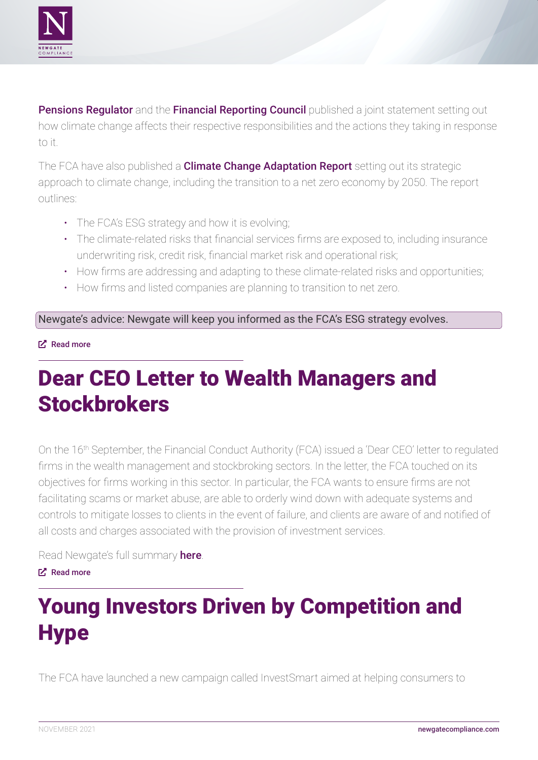**Pensions Regulator** and the **Financial Reporting Council** published a joint statement setting out how climate change affects their respective responsibilities and the actions they taking in response to it.

The FCA have also published a **Climate Change Adaptation Report** setting out its strategic approach to climate change, including the transition to a net zero economy by 2050. The report outlines:

- The FCA's ESG strategy and how it is evolving;
- The climate-related risks that financial services firms are exposed to, including insurance underwriting risk, credit risk, financial market risk and operational risk;
- How firms are addressing and adapting to these climate-related risks and opportunities;
- How firms and listed companies are planning to transition to net zero.

Newgate's advice: Newgate will keep you informed as the FCA's ESG strategy evolves.

Read more

## Dear CEO Letter to Wealth Managers and Stockbrokers

On the 16th September, the Financial Conduct Authority (FCA) issued a 'Dear CEO' letter to regulated firms in the wealth management and stockbroking sectors. In the letter, the FCA touched on its objectives for firms working in this sector. In particular, the FCA wants to ensure firms are not facilitating scams or market abuse, are able to orderly wind down with adequate systems and controls to mitigate losses to clients in the event of failure, and clients are aware of and notified of all costs and charges associated with the provision of investment services.

Read Newgate's full summary **here**.

Read more

## Young Investors Driven by Competition and Hype

The FCA have launched a new campaign called InvestSmart aimed at helping consumers to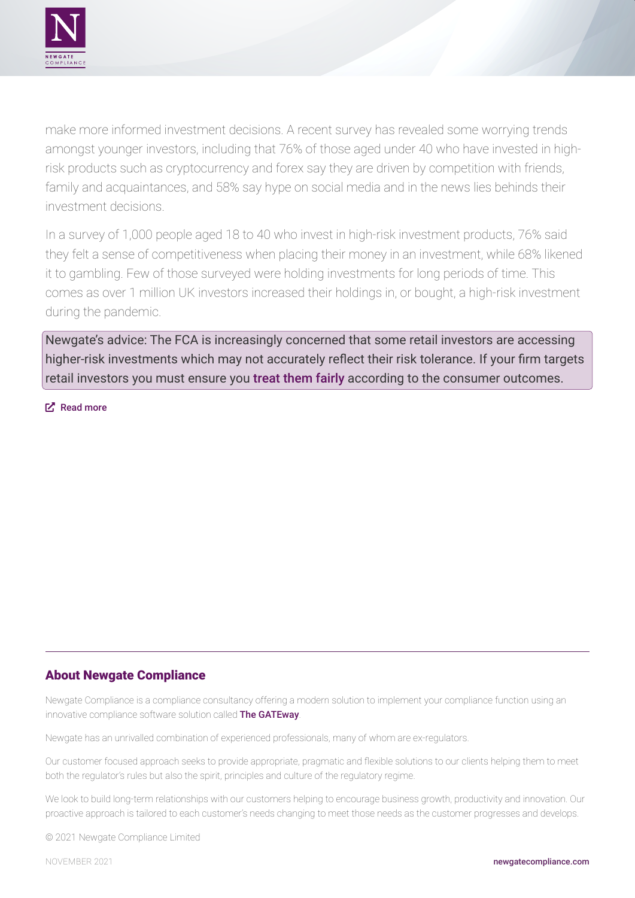make more informed investment decisions. A recent survey has revealed some worrying trends amongst younger investors, including that 76% of those aged under 40 who have invested in high-risk products such as cryptocurrency and forex say they are driven by competition with friends, family and acquaintances, and 58% say hype on social media and in the news lies behinds their investment decisions.

In a survey of 1,000 people aged 18 to 40 who invest in high-risk investment products, 76% said they felt a sense of competitiveness when placing their money in an investment, while 68% likened it to gambling. Few of those surveyed were holding investments for long periods of time. This comes as over 1 million UK investors increased their holdings in, or bought, a high-risk investment during the pandemic.

Newgate's advice: The FCA is increasingly concerned that some retail investors are accessing higher-risk investments which may not accurately reflect their risk tolerance. If your firm targets retail investors you must ensure you **treat them fairly** according to the consumer outcomes.

Read more

## About Newgate Compliance

Newgate Compliance is a compliance consultancy offering a modern solution to implement your compliance function using an innovative compliance software solution called **The GATEway**.

Newgate has an unrivalled combination of experienced professionals, many of whom are ex-regulators.

Our customer focused approach seeks to provide appropriate, pragmatic and flexible solutions to our clients helping them to meet both the regulator's rules but also the spirit, principles and culture of the regulatory regime.

We look to build long-term relationships with our customers helping to encourage business growth, productivity and innovation. Our proactive approach is tailored to each customer's needs changing to meet those needs as the customer progresses and develops.

© 2021 Newgate Compliance Limited